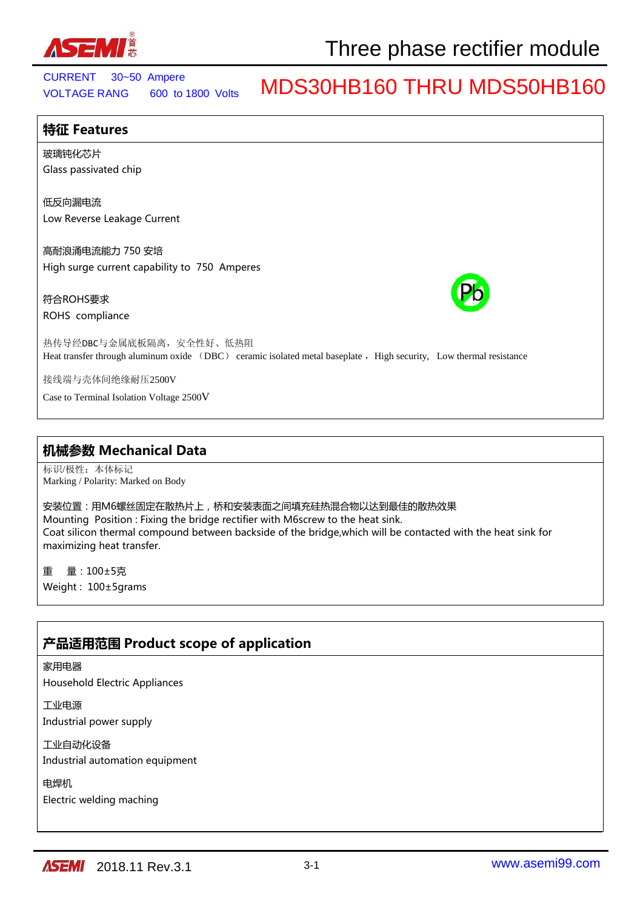# Three phase rectifier module

CURRENT 30~50 Ampere
VOLTAGE RANG 600 to 1800 Volts

# MDS30HB160 THRU MDS50HB160

## 特征 Features

玻璃钝化芯片
Glass passivated chip

低反向漏电流
Low Reverse Leakage Current

高耐浪涌电流能力 750 安培
High surge current capability to 750 Amperes

符合ROHS要求
ROHS compliance

热传导经DBC与金属底板隔离，安全性好、低热阻
Heat transfer through aluminum oxide （DBC） ceramic isolated metal baseplate， High security, Low thermal resistance

接线端与壳体间绝缘耐压2500V
Case to Terminal Isolation Voltage 2500V

## 机械参数 Mechanical Data

标识/极性：本体标记
Marking / Polarity: Marked on Body

安装位置：用M6螺丝固定在散热片上，桥和安装表面之间填充硅热混合物以达到最佳的散热效果
Mounting Position : Fixing the bridge rectifier with M6screw to the heat sink.
Coat silicon thermal compound between backside of the bridge,which will be contacted with the heat sink for maximizing heat transfer.

重 量：100±5克
Weight : 100±5grams

## 产品适用范围 Product scope of application

家用电器
Household Electric Appliances

工业电源
Industrial power supply

工业自动化设备
Industrial automation equipment

电焊机
Electric welding maching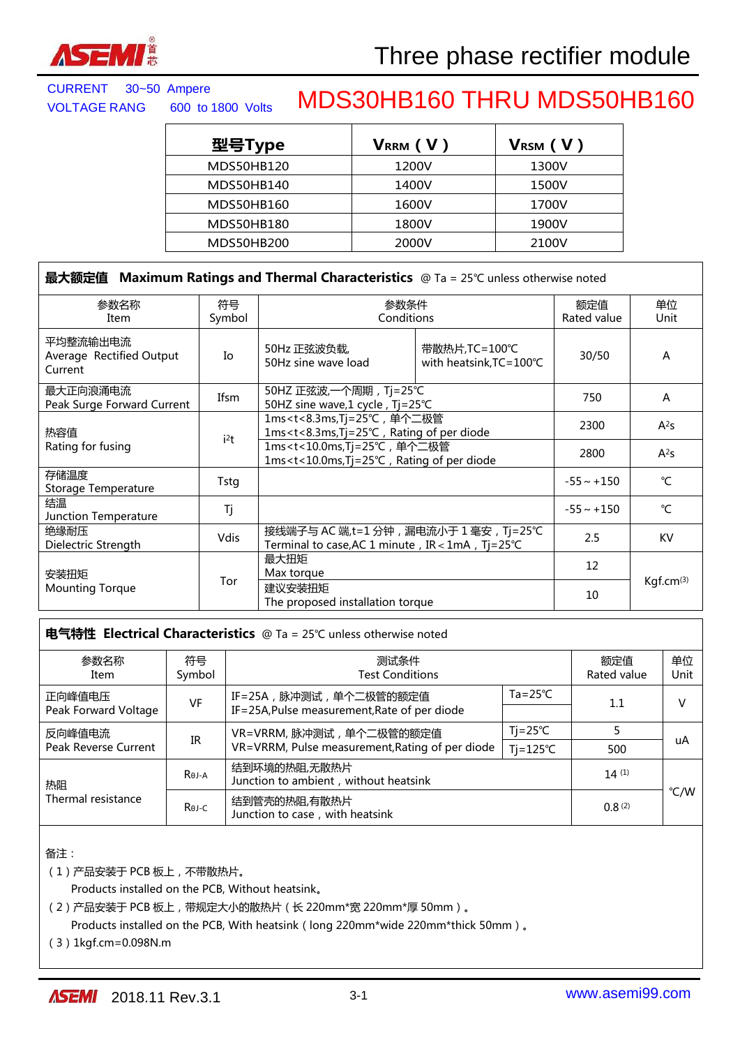# Three phase rectifier module

CURRENT 30~50 Ampere
VOLTAGE RANG 600 to 1800 Volts

# MDS30HB160 THRU MDS50HB160

| 型号Type | $V_{RRM}$ ( V ) | $V_{RSM}$ ( V ) |
|---|---|---|
| MDS50HB120 | 1200V | 1300V |
| MDS50HB140 | 1400V | 1500V |
| MDS50HB160 | 1600V | 1700V |
| MDS50HB180 | 1800V | 1900V |
| MDS50HB200 | 2000V | 2100V |

## 最大额定值 Maximum Ratings and Thermal Characteristics @ Ta = 25℃ unless otherwise noted

| 参数名称 Item | 符号 Symbol | 参数条件 Conditions | | 额定值 Rated value | 单位 Unit |
|---|---|---|---|---|---|
| 平均整流输出电流 Average Rectified Output Current | Io | 50Hz 正弦波负载, 50Hz sine wave load | 带散热片,TC=100℃ with heatsink,TC=100℃ | 30/50 | A |
| 最大正向浪涌电流 Peak Surge Forward Current | Ifsm | 50HZ 正弦波,一个周期，Tj=25℃ 50HZ sine wave,1 cycle，Tj=25℃ | | 750 | A |
| 热容值 Rating for fusing | $i^2t$ | 1ms<t<8.3ms,Tj=25℃，单个二极管 1ms<t<8.3ms,Tj=25℃，Rating of per diode | | 2300 | $A^2s$ |
| | | 1ms<t<10.0ms,Tj=25℃，单个二极管 1ms<t<10.0ms,Tj=25℃，Rating of per diode | | 2800 | $A^2s$ |
| 存储温度 Storage Temperature | Tstg | | | -55～+150 | ℃ |
| 结温 Junction Temperature | Tj | | | -55～+150 | ℃ |
| 绝缘耐压 Dielectric Strength | Vdis | 接线端子与 AC 端,t=1 分钟，漏电流小于 1 毫安，Tj=25℃ Terminal to case,AC 1 minute，IR＜1mA，Tj=25℃ | | 2.5 | KV |
| 安装扭矩 Mounting Torque | Tor | 最大扭矩 Max torque | | 12 | Kgf.cm(3) |
| | | 建议安装扭矩 The proposed installation torque | | 10 | |

## 电气特性 Electrical Characteristics @ Ta = 25℃ unless otherwise noted

| 参数名称 Item | 符号 Symbol | 测试条件 Test Conditions | | 额定值 Rated value | 单位 Unit |
|---|---|---|---|---|---|
| 正向峰值电压 Peak Forward Voltage | VF | IF=25A，脉冲测试，单个二极管的额定值 IF=25A,Pulse measurement,Rate of per diode | Ta=25℃ | 1.1 | V |
| 反向峰值电流 Peak Reverse Current | IR | VR=VRRM, 脉冲测试，单个二极管的额定值 VR=VRRM, Pulse measurement,Rating of per diode | Tj=25℃ | 5 | uA |
| | | | Tj=125℃ | 500 | |
| 热阻 Thermal resistance | $R_{\theta J\text{-}A}$ | 结到环境的热阻,无散热片 Junction to ambient，without heatsink | | 14 (1) | ℃/W |
| | $R_{\theta J\text{-}C}$ | 结到管壳的热阻,有散热片 Junction to case，with heatsink | | 0.8 (2) | |

备注：

（1）产品安装于 PCB 板上，不带散热片。
Products installed on the PCB, Without heatsink。

（2）产品安装于 PCB 板上，带规定大小的散热片（长 220mm*宽 220mm*厚 50mm）。
Products installed on the PCB, With heatsink（long 220mm*wide 220mm*thick 50mm）。

（3）1kgf.cm=0.098N.m

2018.11 Rev.3.1

www.asemi99.com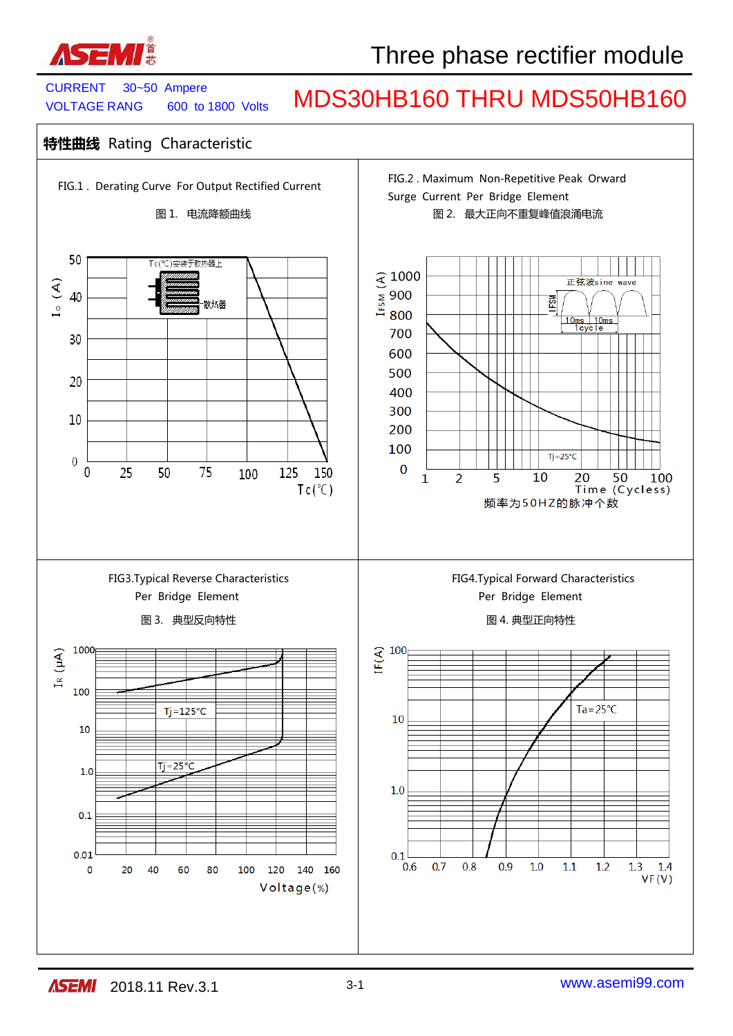# Three phase rectifier module

CURRENT 30~50 Ampere
VOLTAGE RANG 600 to 1800 Volts

# MDS30HB160 THRU MDS50HB160

## 特性曲线 Rating Characteristic

FIG.1 . Derating Curve For Output Rectified Current

图 1. 电流降额曲线

FIG.2 . Maximum Non-Repetitive Peak Orward Surge Current Per Bridge Element

图 2. 最大正向不重复峰值浪涌电流

FIG3.Typical Reverse Characteristics Per Bridge Element

图 3. 典型反向特性

FIG4.Typical Forward Characteristics Per Bridge Element

图 4. 典型正向特性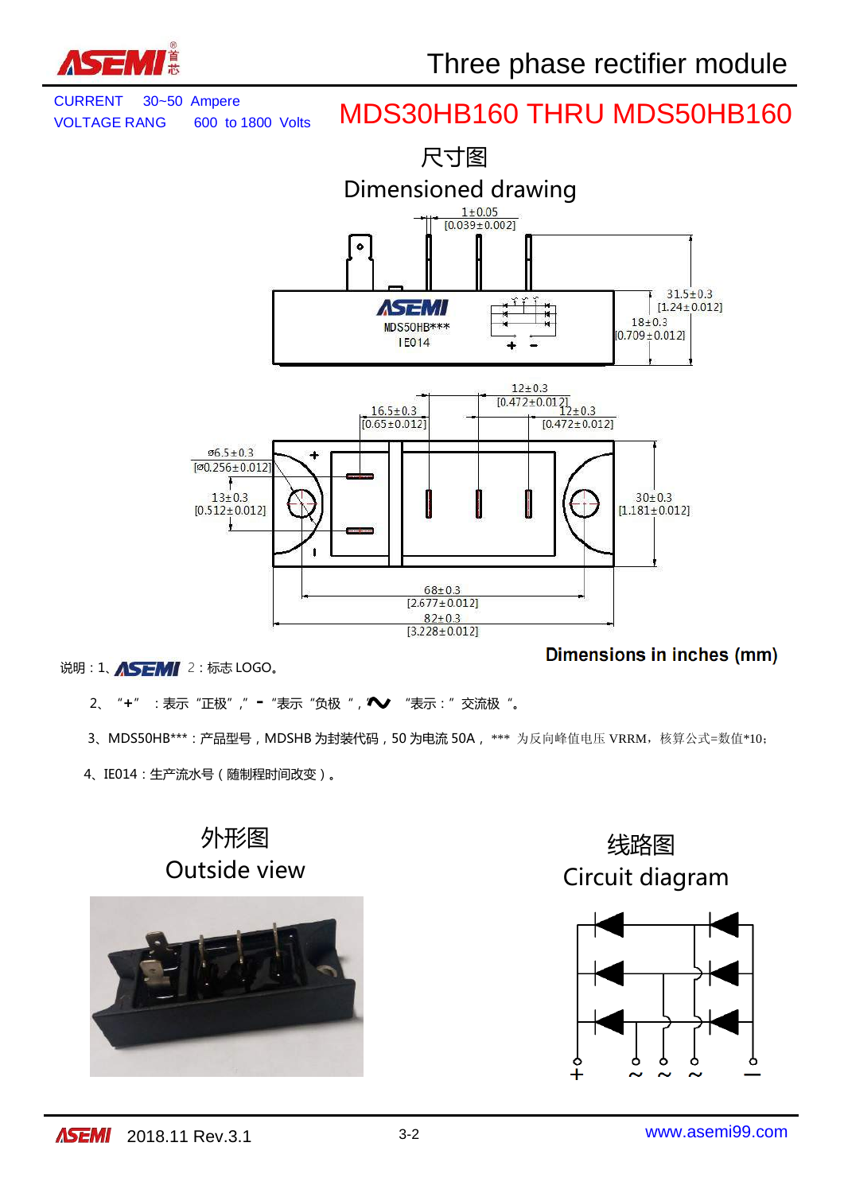CURRENT 30~50 Ampere
VOLTAGE RANG 600 to 1800 Volts

# Three phase rectifier module

# MDS30HB160 THRU MDS50HB160

## 尺寸图
## Dimensioned drawing

1±0.05 [0.039±0.002]

31.5±0.3 [1.24±0.012]

18±0.3 [0.709±0.012]

MDS50HB***
IE014

12±0.3 [0.472±0.012]

16.5±0.3 [0.65±0.012]

12±0.3 [0.472±0.012]

ø6.5±0.3 [ø0.256±0.012]

13±0.3 [0.512±0.012]

30±0.3 [1.181±0.012]

68±0.3 [2.677±0.012]

82±0.3 [3.228±0.012]

**Dimensions in inches (mm)**

说明：1、ASEMI 2：标志 LOGO。

2、 "+" ：表示"正极"，"-"表示"负极"，"∿" "表示："交流极"。

3、MDS50HB***：产品型号，MDSHB 为封装代码，50 为电流 50A， *** 为反向峰值电压 VRRM，核算公式=数值*10；

4、IE014：生产流水号（随制程时间改变）。

## 外形图
## Outside view

## 线路图
## Circuit diagram

\+ ~ ~ ~ –

2018.11 Rev.3.1

www.asemi99.com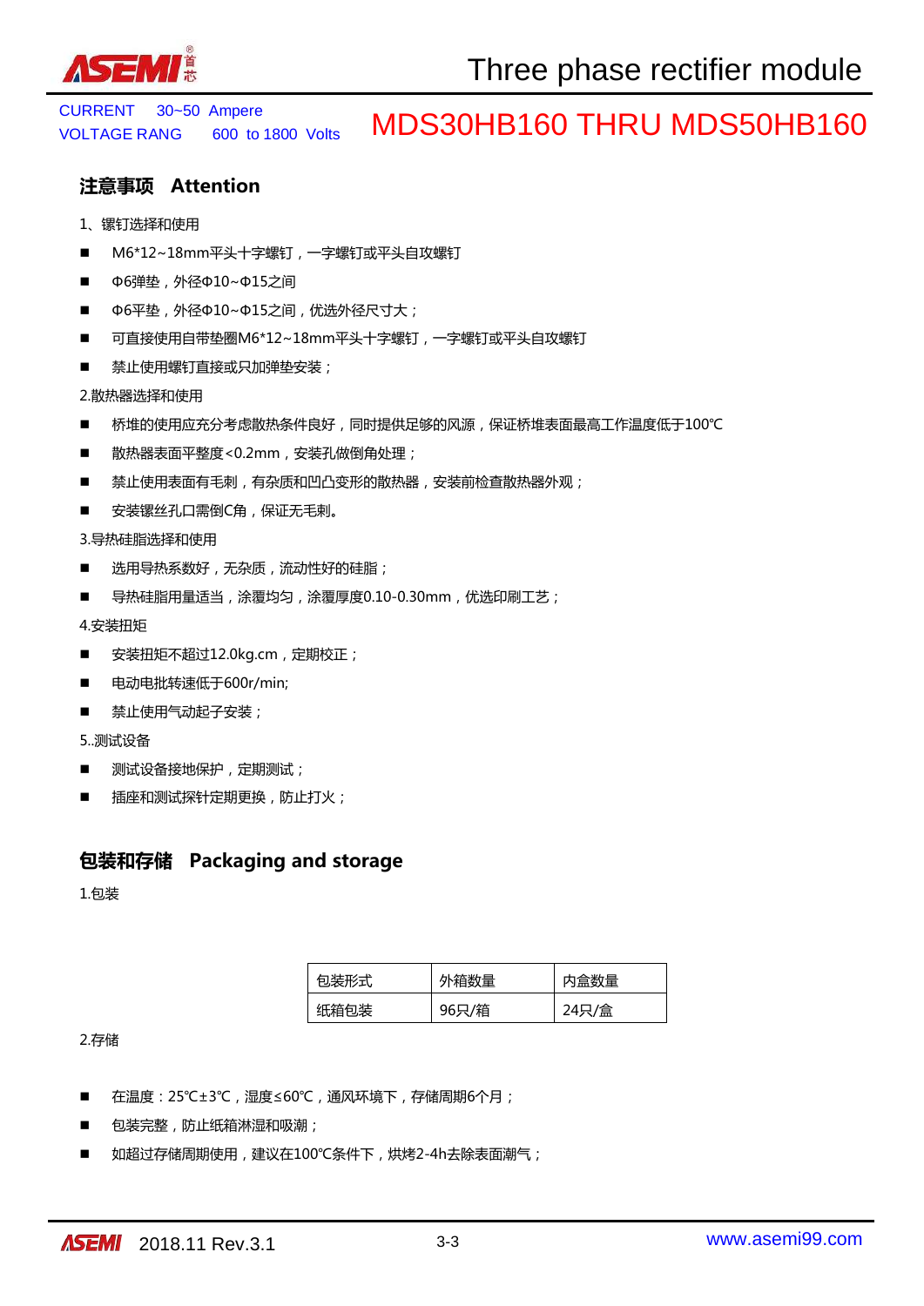# Three phase rectifier module

CURRENT　30~50 Ampere
VOLTAGE RANG　600 to 1800 Volts

# MDS30HB160 THRU MDS50HB160

## 注意事项　Attention

1、螺钉选择和使用

- M6*12~18mm平头十字螺钉，一字螺钉或平头自攻螺钉
- Φ6弹垫，外径Φ10~Φ15之间
- Φ6平垫，外径Φ10~Φ15之间，优选外径尺寸大；
- 可直接使用自带垫圈M6*12~18mm平头十字螺钉，一字螺钉或平头自攻螺钉
- 禁止使用螺钉直接或只加弹垫安装；

2.散热器选择和使用

- 桥堆的使用应充分考虑散热条件良好，同时提供足够的风源，保证桥堆表面最高工作温度低于100℃
- 散热器表面平整度<0.2mm，安装孔做倒角处理；
- 禁止使用表面有毛刺，有杂质和凹凸变形的散热器，安装前检查散热器外观；
- 安装镙丝孔口需倒C角，保证无毛刺。

3.导热硅脂选择和使用

- 选用导热系数好，无杂质，流动性好的硅脂；
- 导热硅脂用量适当，涂覆均匀，涂覆厚度0.10-0.30mm，优选印刷工艺；

4.安装扭矩

- 安装扭矩不超过12.0kg.cm，定期校正；
- 电动电批转速低于600r/min;
- 禁止使用气动起子安装；

5..测试设备

- 测试设备接地保护，定期测试；
- 插座和测试探针定期更换，防止打火；

## 包装和存储　Packaging and storage

1.包装

| 包装形式 | 外箱数量 | 内盒数量 |
|---|---|---|
| 纸箱包装 | 96只/箱 | 24只/盒 |

2.存储

- 在温度：25℃±3℃，湿度≤60℃，通风环境下，存储周期6个月；
- 包装完整，防止纸箱淋湿和吸潮；
- 如超过存储周期使用，建议在100℃条件下，烘烤2-4h去除表面潮气；